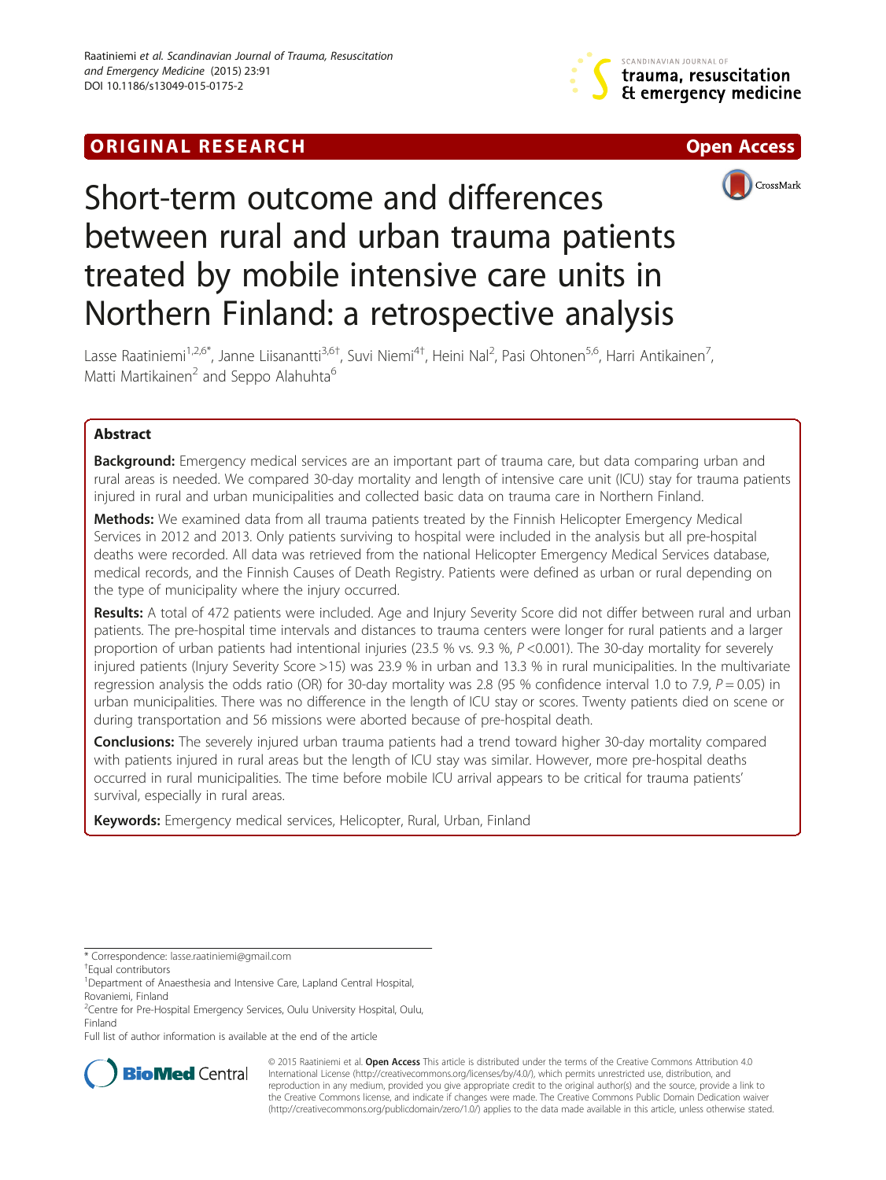ORIGINAL RESEARCH Open Access

# Short-term outcome and differences between rural and urban trauma patients treated by mobile intensive care units in Northern Finland: a retrospective analysis

Lasse Raatiniemi[1,2,6*], Janne Liisanantti[3,6†], Suvi Niemi[4†], Heini Nal[2], Pasi Ohtonen[5,6], Harri Antikainen[7], Matti Martikainen[2] and Seppo Alahuhta[6]

## Abstract

**Background:** Emergency medical services are an important part of trauma care, but data comparing urban and rural areas is needed. We compared 30-day mortality and length of intensive care unit (ICU) stay for trauma patients injured in rural and urban municipalities and collected basic data on trauma care in Northern Finland.

**Methods:** We examined data from all trauma patients treated by the Finnish Helicopter Emergency Medical Services in 2012 and 2013. Only patients surviving to hospital were included in the analysis but all pre-hospital deaths were recorded. All data was retrieved from the national Helicopter Emergency Medical Services database, medical records, and the Finnish Causes of Death Registry. Patients were defined as urban or rural depending on the type of municipality where the injury occurred.

**Results:** A total of 472 patients were included. Age and Injury Severity Score did not differ between rural and urban patients. The pre-hospital time intervals and distances to trauma centers were longer for rural patients and a larger proportion of urban patients had intentional injuries (23.5 % vs. 9.3 %, $P$ <0.001). The 30-day mortality for severely injured patients (Injury Severity Score >15) was 23.9 % in urban and 13.3 % in rural municipalities. In the multivariate regression analysis the odds ratio (OR) for 30-day mortality was 2.8 (95 % confidence interval 1.0 to 7.9, $P$ = 0.05) in urban municipalities. There was no difference in the length of ICU stay or scores. Twenty patients died on scene or during transportation and 56 missions were aborted because of pre-hospital death.

**Conclusions:** The severely injured urban trauma patients had a trend toward higher 30-day mortality compared with patients injured in rural areas but the length of ICU stay was similar. However, more pre-hospital deaths occurred in rural municipalities. The time before mobile ICU arrival appears to be critical for trauma patients' survival, especially in rural areas.

**Keywords:** Emergency medical services, Helicopter, Rural, Urban, Finland

---

\* Correspondence: lasse.raatiniemi@gmail.com

†Equal contributors

[1]Department of Anaesthesia and Intensive Care, Lapland Central Hospital, Rovaniemi, Finland

[2]Centre for Pre-Hospital Emergency Services, Oulu University Hospital, Oulu, Finland

Full list of author information is available at the end of the article

© 2015 Raatiniemi et al. **Open Access** This article is distributed under the terms of the Creative Commons Attribution 4.0 International License (http://creativecommons.org/licenses/by/4.0/), which permits unrestricted use, distribution, and reproduction in any medium, provided you give appropriate credit to the original author(s) and the source, provide a link to the Creative Commons license, and indicate if changes were made. The Creative Commons Public Domain Dedication waiver (http://creativecommons.org/publicdomain/zero/1.0/) applies to the data made available in this article, unless otherwise stated.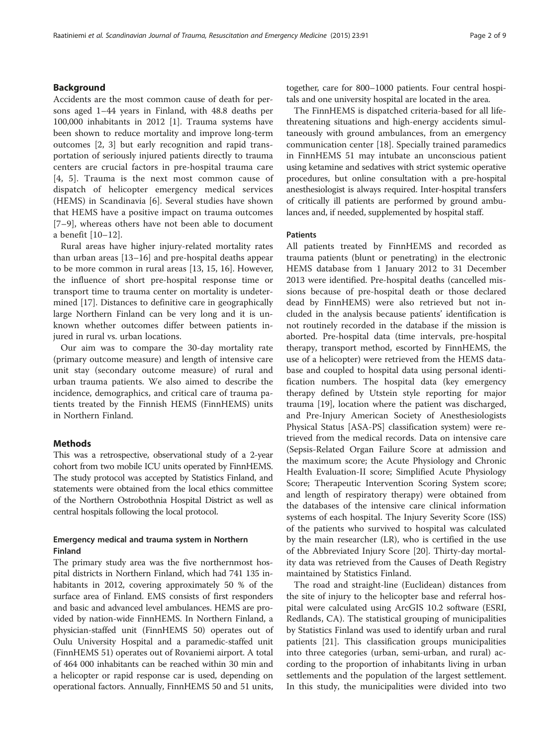## Background

Accidents are the most common cause of death for persons aged 1–44 years in Finland, with 48.8 deaths per 100,000 inhabitants in 2012 [1]. Trauma systems have been shown to reduce mortality and improve long-term outcomes [2, 3] but early recognition and rapid transportation of seriously injured patients directly to trauma centers are crucial factors in pre-hospital trauma care [4, 5]. Trauma is the next most common cause of dispatch of helicopter emergency medical services (HEMS) in Scandinavia [6]. Several studies have shown that HEMS have a positive impact on trauma outcomes [7–9], whereas others have not been able to document a benefit [10–12].

Rural areas have higher injury-related mortality rates than urban areas [13–16] and pre-hospital deaths appear to be more common in rural areas [13, 15, 16]. However, the influence of short pre-hospital response time or transport time to trauma center on mortality is undetermined [17]. Distances to definitive care in geographically large Northern Finland can be very long and it is unknown whether outcomes differ between patients injured in rural vs. urban locations.

Our aim was to compare the 30-day mortality rate (primary outcome measure) and length of intensive care unit stay (secondary outcome measure) of rural and urban trauma patients. We also aimed to describe the incidence, demographics, and critical care of trauma patients treated by the Finnish HEMS (FinnHEMS) units in Northern Finland.

## Methods

This was a retrospective, observational study of a 2-year cohort from two mobile ICU units operated by FinnHEMS. The study protocol was accepted by Statistics Finland, and statements were obtained from the local ethics committee of the Northern Ostrobothnia Hospital District as well as central hospitals following the local protocol.

### Emergency medical and trauma system in Northern Finland

The primary study area was the five northernmost hospital districts in Northern Finland, which had 741 135 inhabitants in 2012, covering approximately 50 % of the surface area of Finland. EMS consists of first responders and basic and advanced level ambulances. HEMS are provided by nation-wide FinnHEMS. In Northern Finland, a physician-staffed unit (FinnHEMS 50) operates out of Oulu University Hospital and a paramedic-staffed unit (FinnHEMS 51) operates out of Rovaniemi airport. A total of 464 000 inhabitants can be reached within 30 min and a helicopter or rapid response car is used, depending on operational factors. Annually, FinnHEMS 50 and 51 units, together, care for 800–1000 patients. Four central hospitals and one university hospital are located in the area.

The FinnHEMS is dispatched criteria-based for all life-threatening situations and high-energy accidents simultaneously with ground ambulances, from an emergency communication center [18]. Specially trained paramedics in FinnHEMS 51 may intubate an unconscious patient using ketamine and sedatives with strict systemic operative procedures, but online consultation with a pre-hospital anesthesiologist is always required. Inter-hospital transfers of critically ill patients are performed by ground ambulances and, if needed, supplemented by hospital staff.

### Patients

All patients treated by FinnHEMS and recorded as trauma patients (blunt or penetrating) in the electronic HEMS database from 1 January 2012 to 31 December 2013 were identified. Pre-hospital deaths (cancelled missions because of pre-hospital death or those declared dead by FinnHEMS) were also retrieved but not included in the analysis because patients' identification is not routinely recorded in the database if the mission is aborted. Pre-hospital data (time intervals, pre-hospital therapy, transport method, escorted by FinnHEMS, the use of a helicopter) were retrieved from the HEMS database and coupled to hospital data using personal identification numbers. The hospital data (key emergency therapy defined by Utstein style reporting for major trauma [19], location where the patient was discharged, and Pre-Injury American Society of Anesthesiologists Physical Status [ASA-PS] classification system) were retrieved from the medical records. Data on intensive care (Sepsis-Related Organ Failure Score at admission and the maximum score; the Acute Physiology and Chronic Health Evaluation-II score; Simplified Acute Physiology Score; Therapeutic Intervention Scoring System score; and length of respiratory therapy) were obtained from the databases of the intensive care clinical information systems of each hospital. The Injury Severity Score (ISS) of the patients who survived to hospital was calculated by the main researcher (LR), who is certified in the use of the Abbreviated Injury Score [20]. Thirty-day mortality data was retrieved from the Causes of Death Registry maintained by Statistics Finland.

The road and straight-line (Euclidean) distances from the site of injury to the helicopter base and referral hospital were calculated using ArcGIS 10.2 software (ESRI, Redlands, CA). The statistical grouping of municipalities by Statistics Finland was used to identify urban and rural patients [21]. This classification groups municipalities into three categories (urban, semi-urban, and rural) according to the proportion of inhabitants living in urban settlements and the population of the largest settlement. In this study, the municipalities were divided into two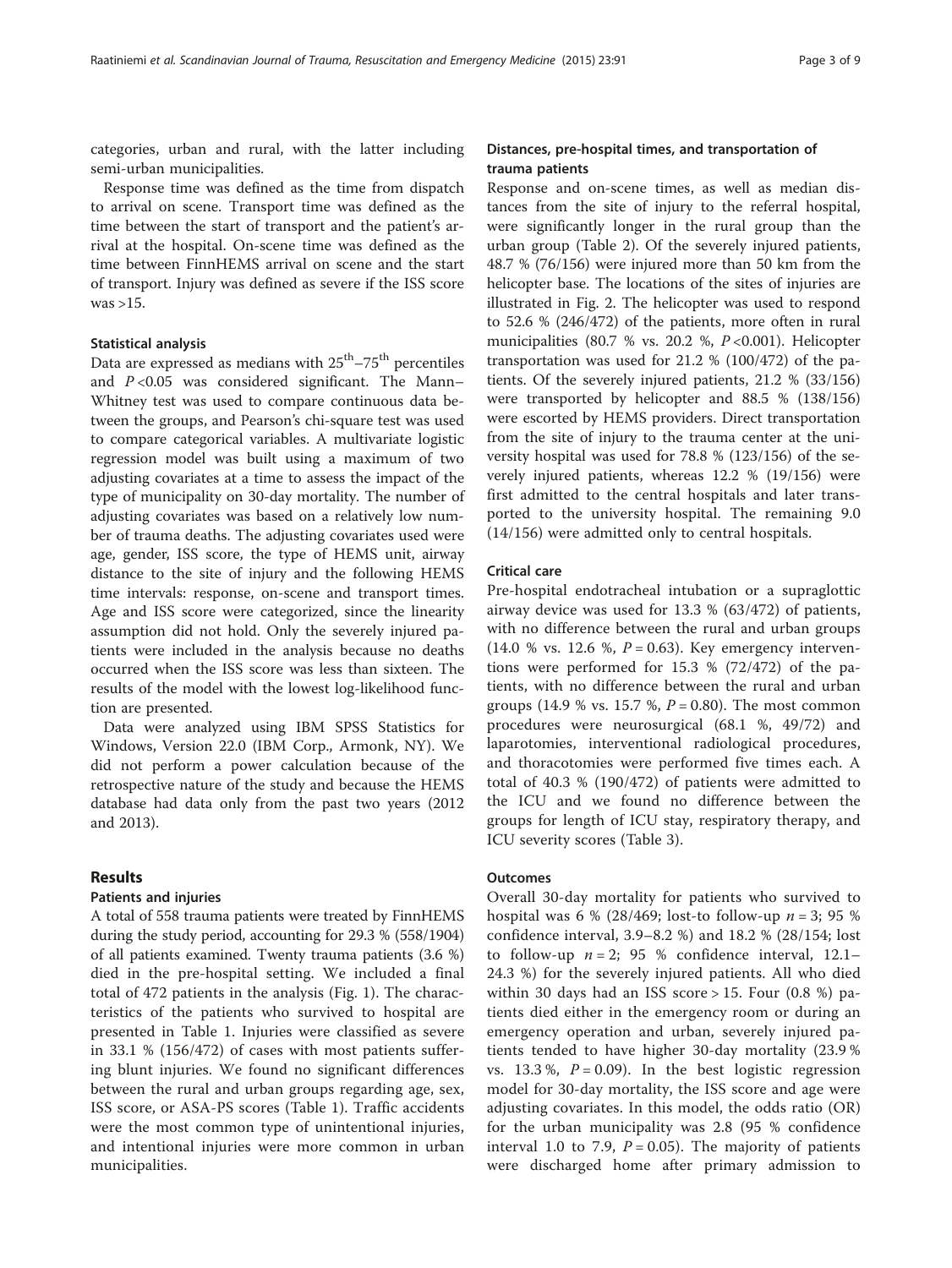categories, urban and rural, with the latter including semi-urban municipalities.

Response time was defined as the time from dispatch to arrival on scene. Transport time was defined as the time between the start of transport and the patient's arrival at the hospital. On-scene time was defined as the time between FinnHEMS arrival on scene and the start of transport. Injury was defined as severe if the ISS score was >15.

### Statistical analysis

Data are expressed as medians with $25^{th}$–$75^{th}$ percentiles and $P < 0.05$ was considered significant. The Mann–Whitney test was used to compare continuous data between the groups, and Pearson's chi-square test was used to compare categorical variables. A multivariate logistic regression model was built using a maximum of two adjusting covariates at a time to assess the impact of the type of municipality on 30-day mortality. The number of adjusting covariates was based on a relatively low number of trauma deaths. The adjusting covariates used were age, gender, ISS score, the type of HEMS unit, airway distance to the site of injury and the following HEMS time intervals: response, on-scene and transport times. Age and ISS score were categorized, since the linearity assumption did not hold. Only the severely injured patients were included in the analysis because no deaths occurred when the ISS score was less than sixteen. The results of the model with the lowest log-likelihood function are presented.

Data were analyzed using IBM SPSS Statistics for Windows, Version 22.0 (IBM Corp., Armonk, NY). We did not perform a power calculation because of the retrospective nature of the study and because the HEMS database had data only from the past two years (2012 and 2013).

## Results

### Patients and injuries

A total of 558 trauma patients were treated by FinnHEMS during the study period, accounting for 29.3 % (558/1904) of all patients examined. Twenty trauma patients (3.6 %) died in the pre-hospital setting. We included a final total of 472 patients in the analysis (Fig. 1). The characteristics of the patients who survived to hospital are presented in Table 1. Injuries were classified as severe in 33.1 % (156/472) of cases with most patients suffering blunt injuries. We found no significant differences between the rural and urban groups regarding age, sex, ISS score, or ASA-PS scores (Table 1). Traffic accidents were the most common type of unintentional injuries, and intentional injuries were more common in urban municipalities.

### Distances, pre-hospital times, and transportation of trauma patients

Response and on-scene times, as well as median distances from the site of injury to the referral hospital, were significantly longer in the rural group than the urban group (Table 2). Of the severely injured patients, 48.7 % (76/156) were injured more than 50 km from the helicopter base. The locations of the sites of injuries are illustrated in Fig. 2. The helicopter was used to respond to 52.6 % (246/472) of the patients, more often in rural municipalities (80.7 % vs. 20.2 %, $P < 0.001$). Helicopter transportation was used for 21.2 % (100/472) of the patients. Of the severely injured patients, 21.2 % (33/156) were transported by helicopter and 88.5 % (138/156) were escorted by HEMS providers. Direct transportation from the site of injury to the trauma center at the university hospital was used for 78.8 % (123/156) of the severely injured patients, whereas 12.2 % (19/156) were first admitted to the central hospitals and later transported to the university hospital. The remaining 9.0 (14/156) were admitted only to central hospitals.

### Critical care

Pre-hospital endotracheal intubation or a supraglottic airway device was used for 13.3 % (63/472) of patients, with no difference between the rural and urban groups (14.0 % vs. 12.6 %, $P = 0.63$). Key emergency interventions were performed for 15.3 % (72/472) of the patients, with no difference between the rural and urban groups (14.9 % vs. 15.7 %, $P = 0.80$). The most common procedures were neurosurgical (68.1 %, 49/72) and laparotomies, interventional radiological procedures, and thoracotomies were performed five times each. A total of 40.3 % (190/472) of patients were admitted to the ICU and we found no difference between the groups for length of ICU stay, respiratory therapy, and ICU severity scores (Table 3).

### Outcomes

Overall 30-day mortality for patients who survived to hospital was 6 % (28/469; lost-to follow-up $n = 3$; 95 % confidence interval, 3.9–8.2 %) and 18.2 % (28/154; lost to follow-up $n = 2$; 95 % confidence interval, 12.1–24.3 %) for the severely injured patients. All who died within 30 days had an ISS score > 15. Four (0.8 %) patients died either in the emergency room or during an emergency operation and urban, severely injured patients tended to have higher 30-day mortality (23.9 % vs. 13.3 %, $P = 0.09$). In the best logistic regression model for 30-day mortality, the ISS score and age were adjusting covariates. In this model, the odds ratio (OR) for the urban municipality was 2.8 (95 % confidence interval 1.0 to 7.9, $P = 0.05$). The majority of patients were discharged home after primary admission to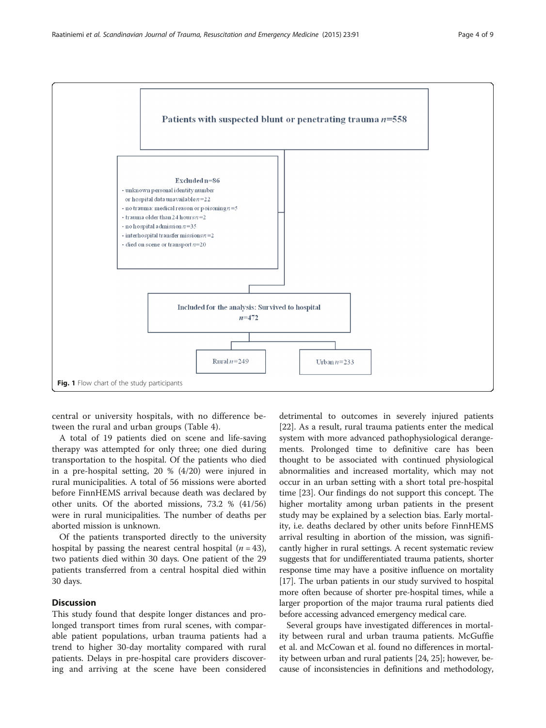Patients with suspected blunt or penetrating trauma $n$=558

Excluded n=86
- unknown personal identity number or hospital data unavailable $n$=22
- no trauma: medical reason or poisoning $n$=5
- trauma older than 24 hours $n$=2
- no hospital admission $n$=35
- interhospital transfer missions $n$=2
- died on scene or transport $n$=20

Included for the analysis: Survived to hospital $n$=472

Rural $n$=249

Urban $n$=233

**Fig. 1** Flow chart of the study participants

central or university hospitals, with no difference between the rural and urban groups (Table 4).

A total of 19 patients died on scene and life-saving therapy was attempted for only three; one died during transportation to the hospital. Of the patients who died in a pre-hospital setting, 20 % (4/20) were injured in rural municipalities. A total of 56 missions were aborted before FinnHEMS arrival because death was declared by other units. Of the aborted missions, 73.2 % (41/56) were in rural municipalities. The number of deaths per aborted mission is unknown.

Of the patients transported directly to the university hospital by passing the nearest central hospital ($n$ = 43), two patients died within 30 days. One patient of the 29 patients transferred from a central hospital died within 30 days.

## Discussion

This study found that despite longer distances and prolonged transport times from rural scenes, with comparable patient populations, urban trauma patients had a trend to higher 30-day mortality compared with rural patients. Delays in pre-hospital care providers discovering and arriving at the scene have been considered detrimental to outcomes in severely injured patients [22]. As a result, rural trauma patients enter the medical system with more advanced pathophysiological derangements. Prolonged time to definitive care has been thought to be associated with continued physiological abnormalities and increased mortality, which may not occur in an urban setting with a short total pre-hospital time [23]. Our findings do not support this concept. The higher mortality among urban patients in the present study may be explained by a selection bias. Early mortality, i.e. deaths declared by other units before FinnHEMS arrival resulting in abortion of the mission, was significantly higher in rural settings. A recent systematic review suggests that for undifferentiated trauma patients, shorter response time may have a positive influence on mortality [17]. The urban patients in our study survived to hospital more often because of shorter pre-hospital times, while a larger proportion of the major trauma rural patients died before accessing advanced emergency medical care.

Several groups have investigated differences in mortality between rural and urban trauma patients. McGuffie et al. and McCowan et al. found no differences in mortality between urban and rural patients [24, 25]; however, because of inconsistencies in definitions and methodology,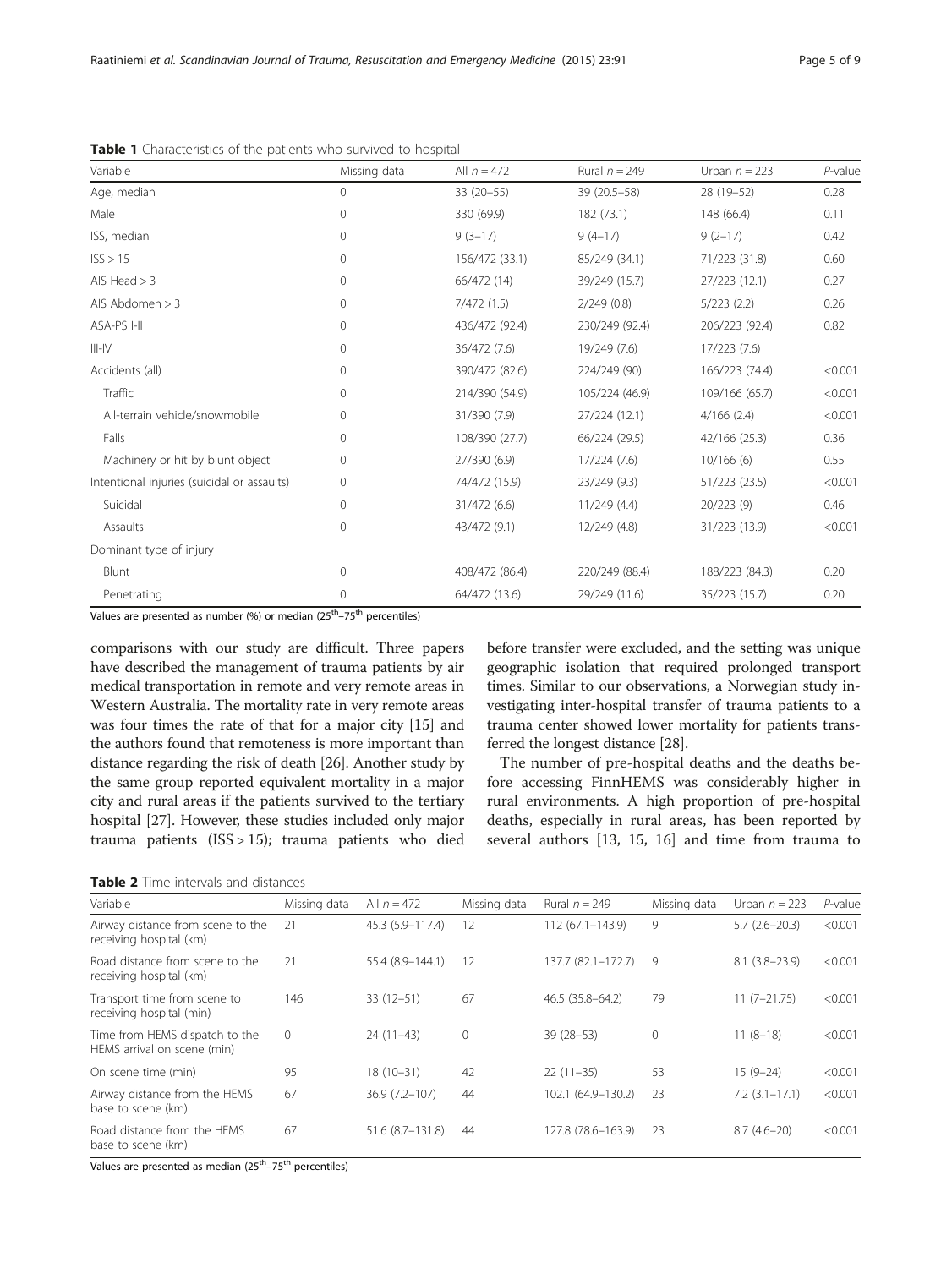**Table 1** Characteristics of the patients who survived to hospital

| Variable | Missing data | All $n = 472$ | Rural $n = 249$ | Urban $n = 223$ | $P$-value |
|---|---|---|---|---|---|
| Age, median | 0 | 33 (20–55) | 39 (20.5–58) | 28 (19–52) | 0.28 |
| Male | 0 | 330 (69.9) | 182 (73.1) | 148 (66.4) | 0.11 |
| ISS, median | 0 | 9 (3–17) | 9 (4–17) | 9 (2–17) | 0.42 |
| ISS > 15 | 0 | 156/472 (33.1) | 85/249 (34.1) | 71/223 (31.8) | 0.60 |
| AIS Head > 3 | 0 | 66/472 (14) | 39/249 (15.7) | 27/223 (12.1) | 0.27 |
| AIS Abdomen > 3 | 0 | 7/472 (1.5) | 2/249 (0.8) | 5/223 (2.2) | 0.26 |
| ASA-PS I-II | 0 | 436/472 (92.4) | 230/249 (92.4) | 206/223 (92.4) | 0.82 |
| III-IV | 0 | 36/472 (7.6) | 19/249 (7.6) | 17/223 (7.6) | |
| Accidents (all) | 0 | 390/472 (82.6) | 224/249 (90) | 166/223 (74.4) | <0.001 |
| Traffic | 0 | 214/390 (54.9) | 105/224 (46.9) | 109/166 (65.7) | <0.001 |
| All-terrain vehicle/snowmobile | 0 | 31/390 (7.9) | 27/224 (12.1) | 4/166 (2.4) | <0.001 |
| Falls | 0 | 108/390 (27.7) | 66/224 (29.5) | 42/166 (25.3) | 0.36 |
| Machinery or hit by blunt object | 0 | 27/390 (6.9) | 17/224 (7.6) | 10/166 (6) | 0.55 |
| Intentional injuries (suicidal or assaults) | 0 | 74/472 (15.9) | 23/249 (9.3) | 51/223 (23.5) | <0.001 |
| Suicidal | 0 | 31/472 (6.6) | 11/249 (4.4) | 20/223 (9) | 0.46 |
| Assaults | 0 | 43/472 (9.1) | 12/249 (4.8) | 31/223 (13.9) | <0.001 |
| Dominant type of injury | | | | | |
| Blunt | 0 | 408/472 (86.4) | 220/249 (88.4) | 188/223 (84.3) | 0.20 |
| Penetrating | 0 | 64/472 (13.6) | 29/249 (11.6) | 35/223 (15.7) | 0.20 |

Values are presented as number (%) or median (25th–75th percentiles)

comparisons with our study are difficult. Three papers have described the management of trauma patients by air medical transportation in remote and very remote areas in Western Australia. The mortality rate in very remote areas was four times the rate of that for a major city [15] and the authors found that remoteness is more important than distance regarding the risk of death [26]. Another study by the same group reported equivalent mortality in a major city and rural areas if the patients survived to the tertiary hospital [27]. However, these studies included only major trauma patients (ISS > 15); trauma patients who died before transfer were excluded, and the setting was unique geographic isolation that required prolonged transport times. Similar to our observations, a Norwegian study investigating inter-hospital transfer of trauma patients to a trauma center showed lower mortality for patients transferred the longest distance [28].

The number of pre-hospital deaths and the deaths before accessing FinnHEMS was considerably higher in rural environments. A high proportion of pre-hospital deaths, especially in rural areas, has been reported by several authors [13, 15, 16] and time from trauma to

**Table 2** Time intervals and distances

| Variable | Missing data | All $n = 472$ | Missing data | Rural $n = 249$ | Missing data | Urban $n = 223$ | $P$-value |
|---|---|---|---|---|---|---|---|
| Airway distance from scene to the receiving hospital (km) | 21 | 45.3 (5.9–117.4) | 12 | 112 (67.1–143.9) | 9 | 5.7 (2.6–20.3) | <0.001 |
| Road distance from scene to the receiving hospital (km) | 21 | 55.4 (8.9–144.1) | 12 | 137.7 (82.1–172.7) | 9 | 8.1 (3.8–23.9) | <0.001 |
| Transport time from scene to receiving hospital (min) | 146 | 33 (12–51) | 67 | 46.5 (35.8–64.2) | 79 | 11 (7–21.75) | <0.001 |
| Time from HEMS dispatch to the HEMS arrival on scene (min) | 0 | 24 (11–43) | 0 | 39 (28–53) | 0 | 11 (8–18) | <0.001 |
| On scene time (min) | 95 | 18 (10–31) | 42 | 22 (11–35) | 53 | 15 (9–24) | <0.001 |
| Airway distance from the HEMS base to scene (km) | 67 | 36.9 (7.2–107) | 44 | 102.1 (64.9–130.2) | 23 | 7.2 (3.1–17.1) | <0.001 |
| Road distance from the HEMS base to scene (km) | 67 | 51.6 (8.7–131.8) | 44 | 127.8 (78.6–163.9) | 23 | 8.7 (4.6–20) | <0.001 |

Values are presented as median (25th–75th percentiles)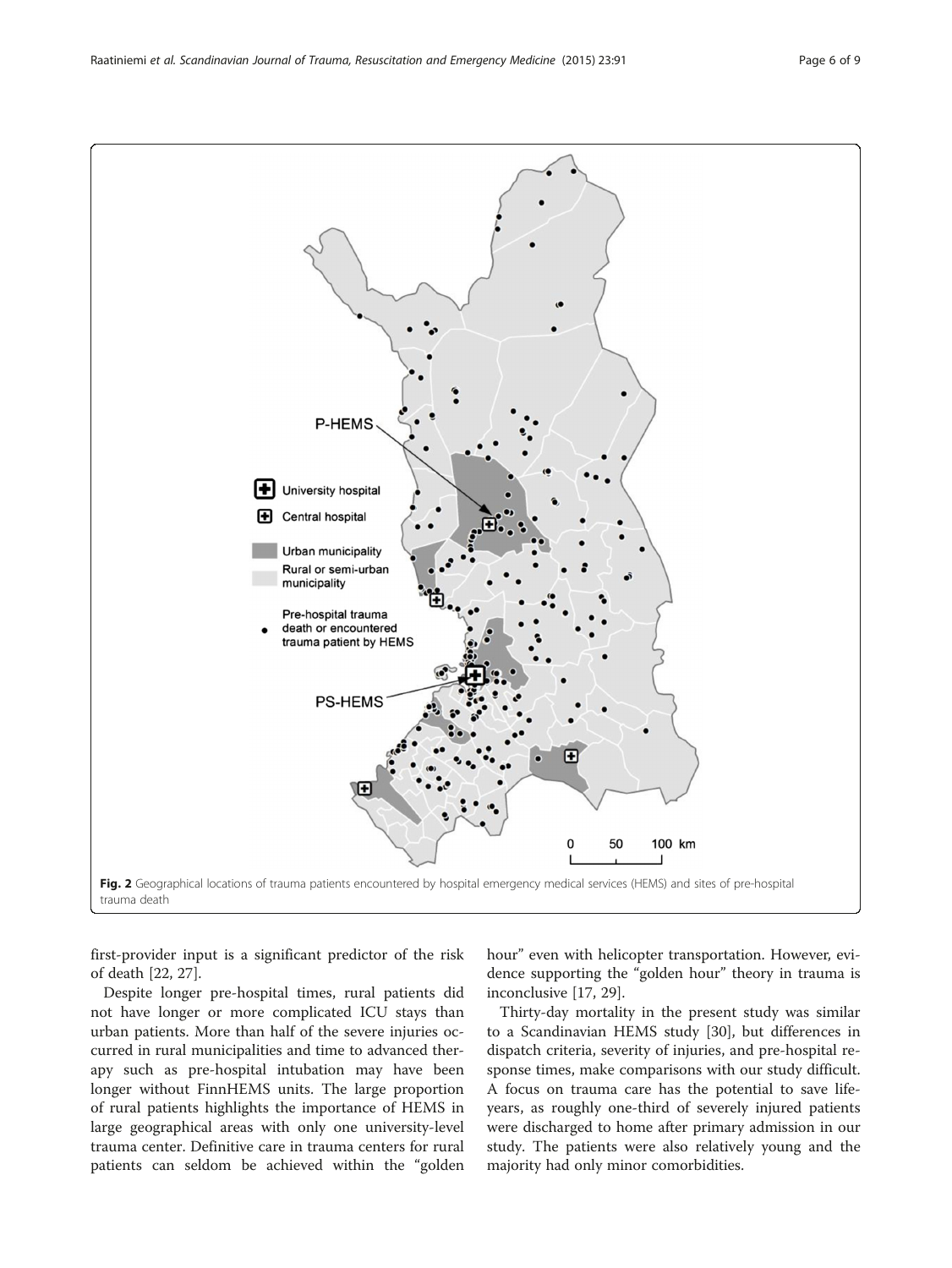**Fig. 2** Geographical locations of trauma patients encountered by hospital emergency medical services (HEMS) and sites of pre-hospital trauma death

first-provider input is a significant predictor of the risk of death [22, 27].

Despite longer pre-hospital times, rural patients did not have longer or more complicated ICU stays than urban patients. More than half of the severe injuries occurred in rural municipalities and time to advanced therapy such as pre-hospital intubation may have been longer without FinnHEMS units. The large proportion of rural patients highlights the importance of HEMS in large geographical areas with only one university-level trauma center. Definitive care in trauma centers for rural patients can seldom be achieved within the "golden hour" even with helicopter transportation. However, evidence supporting the "golden hour" theory in trauma is inconclusive [17, 29].

Thirty-day mortality in the present study was similar to a Scandinavian HEMS study [30], but differences in dispatch criteria, severity of injuries, and pre-hospital response times, make comparisons with our study difficult. A focus on trauma care has the potential to save life-years, as roughly one-third of severely injured patients were discharged to home after primary admission in our study. The patients were also relatively young and the majority had only minor comorbidities.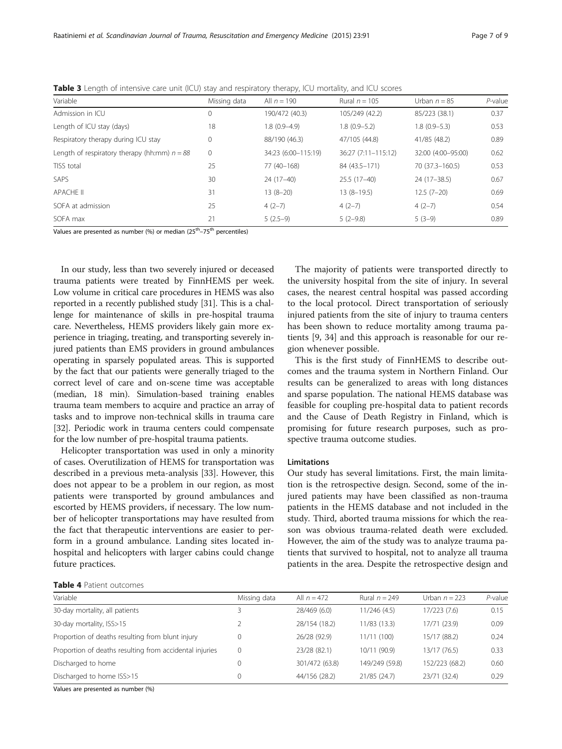**Table 3** Length of intensive care unit (ICU) stay and respiratory therapy, ICU mortality, and ICU scores

| Variable | Missing data | All $n = 190$ | Rural $n = 105$ | Urban $n = 85$ | $P$-value |
|---|---|---|---|---|---|
| Admission in ICU | 0 | 190/472 (40.3) | 105/249 (42.2) | 85/223 (38.1) | 0.37 |
| Length of ICU stay (days) | 18 | 1.8 (0.9–4.9) | 1.8 (0.9–5.2) | 1.8 (0.9–5.3) | 0.53 |
| Respiratory therapy during ICU stay | 0 | 88/190 (46.3) | 47/105 (44.8) | 41/85 (48.2) | 0.89 |
| Length of respiratory therapy (hh:mm) $n = 88$ | 0 | 34:23 (6:00–115:19) | 36:27 (7:11–115:12) | 32:00 (4:00–95:00) | 0.62 |
| TISS total | 25 | 77 (40–168) | 84 (43.5–171) | 70 (37.3–160.5) | 0.53 |
| SAPS | 30 | 24 (17–40) | 25.5 (17–40) | 24 (17–38.5) | 0.67 |
| APACHE II | 31 | 13 (8–20) | 13 (8–19.5) | 12.5 (7–20) | 0.69 |
| SOFA at admission | 25 | 4 (2–7) | 4 (2–7) | 4 (2–7) | 0.54 |
| SOFA max | 21 | 5 (2.5–9) | 5 (2–9.8) | 5 (3–9) | 0.89 |

Values are presented as number (%) or median (25th–75th percentiles)

In our study, less than two severely injured or deceased trauma patients were treated by FinnHEMS per week. Low volume in critical care procedures in HEMS was also reported in a recently published study [31]. This is a challenge for maintenance of skills in pre-hospital trauma care. Nevertheless, HEMS providers likely gain more experience in triaging, treating, and transporting severely injured patients than EMS providers in ground ambulances operating in sparsely populated areas. This is supported by the fact that our patients were generally triaged to the correct level of care and on-scene time was acceptable (median, 18 min). Simulation-based training enables trauma team members to acquire and practice an array of tasks and to improve non-technical skills in trauma care [32]. Periodic work in trauma centers could compensate for the low number of pre-hospital trauma patients.

Helicopter transportation was used in only a minority of cases. Overutilization of HEMS for transportation was described in a previous meta-analysis [33]. However, this does not appear to be a problem in our region, as most patients were transported by ground ambulances and escorted by HEMS providers, if necessary. The low number of helicopter transportations may have resulted from the fact that therapeutic interventions are easier to perform in a ground ambulance. Landing sites located in-hospital and helicopters with larger cabins could change future practices.

The majority of patients were transported directly to the university hospital from the site of injury. In several cases, the nearest central hospital was passed according to the local protocol. Direct transportation of seriously injured patients from the site of injury to trauma centers has been shown to reduce mortality among trauma patients [9, 34] and this approach is reasonable for our region whenever possible.

This is the first study of FinnHEMS to describe outcomes and the trauma system in Northern Finland. Our results can be generalized to areas with long distances and sparse population. The national HEMS database was feasible for coupling pre-hospital data to patient records and the Cause of Death Registry in Finland, which is promising for future research purposes, such as prospective trauma outcome studies.

### Limitations

Our study has several limitations. First, the main limitation is the retrospective design. Second, some of the injured patients may have been classified as non-trauma patients in the HEMS database and not included in the study. Third, aborted trauma missions for which the reason was obvious trauma-related death were excluded. However, the aim of the study was to analyze trauma patients that survived to hospital, not to analyze all trauma patients in the area. Despite the retrospective design and

**Table 4** Patient outcomes

| Variable | Missing data | All $n = 472$ | Rural $n = 249$ | Urban $n = 223$ | $P$-value |
|---|---|---|---|---|---|
| 30-day mortality, all patients | 3 | 28/469 (6.0) | 11/246 (4.5) | 17/223 (7.6) | 0.15 |
| 30-day mortality, ISS>15 | 2 | 28/154 (18.2) | 11/83 (13.3) | 17/71 (23.9) | 0.09 |
| Proportion of deaths resulting from blunt injury | 0 | 26/28 (92.9) | 11/11 (100) | 15/17 (88.2) | 0.24 |
| Proportion of deaths resulting from accidental injuries | 0 | 23/28 (82.1) | 10/11 (90.9) | 13/17 (76.5) | 0.33 |
| Discharged to home | 0 | 301/472 (63.8) | 149/249 (59.8) | 152/223 (68.2) | 0.60 |
| Discharged to home ISS>15 | 0 | 44/156 (28.2) | 21/85 (24.7) | 23/71 (32.4) | 0.29 |

Values are presented as number (%)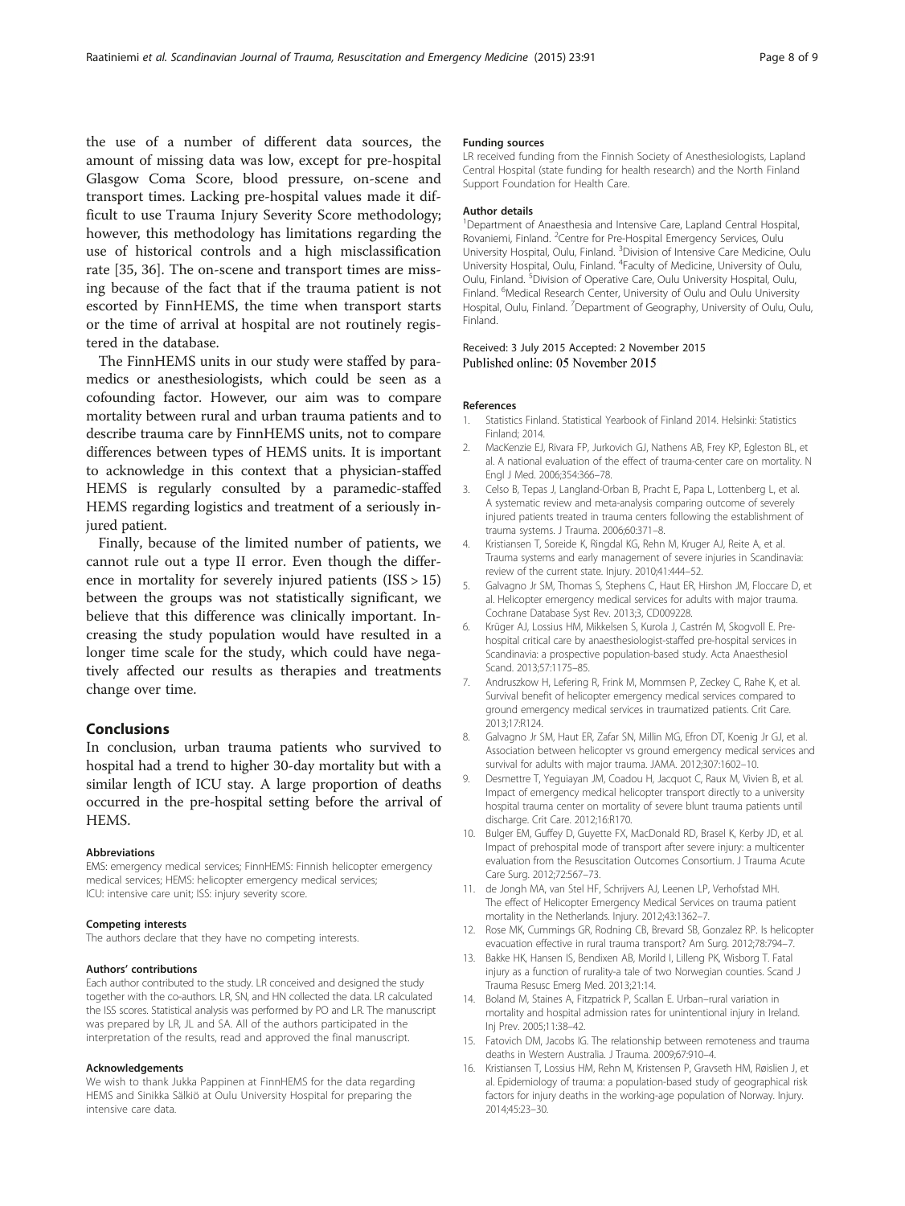the use of a number of different data sources, the amount of missing data was low, except for pre-hospital Glasgow Coma Score, blood pressure, on-scene and transport times. Lacking pre-hospital values made it difficult to use Trauma Injury Severity Score methodology; however, this methodology has limitations regarding the use of historical controls and a high misclassification rate [35, 36]. The on-scene and transport times are missing because of the fact that if the trauma patient is not escorted by FinnHEMS, the time when transport starts or the time of arrival at hospital are not routinely registered in the database.

The FinnHEMS units in our study were staffed by paramedics or anesthesiologists, which could be seen as a cofounding factor. However, our aim was to compare mortality between rural and urban trauma patients and to describe trauma care by FinnHEMS units, not to compare differences between types of HEMS units. It is important to acknowledge in this context that a physician-staffed HEMS is regularly consulted by a paramedic-staffed HEMS regarding logistics and treatment of a seriously injured patient.

Finally, because of the limited number of patients, we cannot rule out a type II error. Even though the difference in mortality for severely injured patients (ISS > 15) between the groups was not statistically significant, we believe that this difference was clinically important. Increasing the study population would have resulted in a longer time scale for the study, which could have negatively affected our results as therapies and treatments change over time.

## Conclusions

In conclusion, urban trauma patients who survived to hospital had a trend to higher 30-day mortality but with a similar length of ICU stay. A large proportion of deaths occurred in the pre-hospital setting before the arrival of HEMS.

#### Abbreviations

EMS: emergency medical services; FinnHEMS: Finnish helicopter emergency medical services; HEMS: helicopter emergency medical services; ICU: intensive care unit; ISS: injury severity score.

#### Competing interests

The authors declare that they have no competing interests.

#### Authors' contributions

Each author contributed to the study. LR conceived and designed the study together with the co-authors. LR, SN, and HN collected the data. LR calculated the ISS scores. Statistical analysis was performed by PO and LR. The manuscript was prepared by LR, JL and SA. All of the authors participated in the interpretation of the results, read and approved the final manuscript.

#### Acknowledgements

We wish to thank Jukka Pappinen at FinnHEMS for the data regarding HEMS and Sinikka Sälkiö at Oulu University Hospital for preparing the intensive care data.

#### Funding sources

LR received funding from the Finnish Society of Anesthesiologists, Lapland Central Hospital (state funding for health research) and the North Finland Support Foundation for Health Care.

#### Author details

[1]Department of Anaesthesia and Intensive Care, Lapland Central Hospital, Rovaniemi, Finland. [2]Centre for Pre-Hospital Emergency Services, Oulu University Hospital, Oulu, Finland. [3]Division of Intensive Care Medicine, Oulu University Hospital, Oulu, Finland. [4]Faculty of Medicine, University of Oulu, Oulu, Finland. [5]Division of Operative Care, Oulu University Hospital, Oulu, Finland. [6]Medical Research Center, University of Oulu and Oulu University Hospital, Oulu, Finland. [7]Department of Geography, University of Oulu, Oulu, Finland.

Received: 3 July 2015 Accepted: 2 November 2015
Published online: 05 November 2015

#### References

1. Statistics Finland. Statistical Yearbook of Finland 2014. Helsinki: Statistics Finland; 2014.
2. MacKenzie EJ, Rivara FP, Jurkovich GJ, Nathens AB, Frey KP, Egleston BL, et al. A national evaluation of the effect of trauma-center care on mortality. N Engl J Med. 2006;354:366–78.
3. Celso B, Tepas J, Langland-Orban B, Pracht E, Papa L, Lottenberg L, et al. A systematic review and meta-analysis comparing outcome of severely injured patients treated in trauma centers following the establishment of trauma systems. J Trauma. 2006;60:371–8.
4. Kristiansen T, Soreide K, Ringdal KG, Rehn M, Kruger AJ, Reite A, et al. Trauma systems and early management of severe injuries in Scandinavia: review of the current state. Injury. 2010;41:444–52.
5. Galvagno Jr SM, Thomas S, Stephens C, Haut ER, Hirshon JM, Floccare D, et al. Helicopter emergency medical services for adults with major trauma. Cochrane Database Syst Rev. 2013;3, CD009228.
6. Krüger AJ, Lossius HM, Mikkelsen S, Kurola J, Castrén M, Skogvoll E. Pre-hospital critical care by anaesthesiologist-staffed pre-hospital services in Scandinavia: a prospective population-based study. Acta Anaesthesiol Scand. 2013;57:1175–85.
7. Andruszkow H, Lefering R, Frink M, Mommsen P, Zeckey C, Rahe K, et al. Survival benefit of helicopter emergency medical services compared to ground emergency medical services in traumatized patients. Crit Care. 2013;17:R124.
8. Galvagno Jr SM, Haut ER, Zafar SN, Millin MG, Efron DT, Koenig Jr GJ, et al. Association between helicopter vs ground emergency medical services and survival for adults with major trauma. JAMA. 2012;307:1602–10.
9. Desmettre T, Yeguiayan JM, Coadou H, Jacquot C, Raux M, Vivien B, et al. Impact of emergency medical helicopter transport directly to a university hospital trauma center on mortality of severe blunt trauma patients until discharge. Crit Care. 2012;16:R170.
10. Bulger EM, Guffey D, Guyette FX, MacDonald RD, Brasel K, Kerby JD, et al. Impact of prehospital mode of transport after severe injury: a multicenter evaluation from the Resuscitation Outcomes Consortium. J Trauma Acute Care Surg. 2012;72:567–73.
11. de Jongh MA, van Stel HF, Schrijvers AJ, Leenen LP, Verhofstad MH. The effect of Helicopter Emergency Medical Services on trauma patient mortality in the Netherlands. Injury. 2012;43:1362–7.
12. Rose MK, Cummings GR, Rodning CB, Brevard SB, Gonzalez RP. Is helicopter evacuation effective in rural trauma transport? Am Surg. 2012;78:794–7.
13. Bakke HK, Hansen IS, Bendixen AB, Morild I, Lilleng PK, Wisborg T. Fatal injury as a function of rurality-a tale of two Norwegian counties. Scand J Trauma Resusc Emerg Med. 2013;21:14.
14. Boland M, Staines A, Fitzpatrick P, Scallan E. Urban–rural variation in mortality and hospital admission rates for unintentional injury in Ireland. Inj Prev. 2005;11:38–42.
15. Fatovich DM, Jacobs IG. The relationship between remoteness and trauma deaths in Western Australia. J Trauma. 2009;67:910–4.
16. Kristiansen T, Lossius HM, Rehn M, Kristensen P, Gravseth HM, Røislien J, et al. Epidemiology of trauma: a population-based study of geographical risk factors for injury deaths in the working-age population of Norway. Injury. 2014;45:23–30.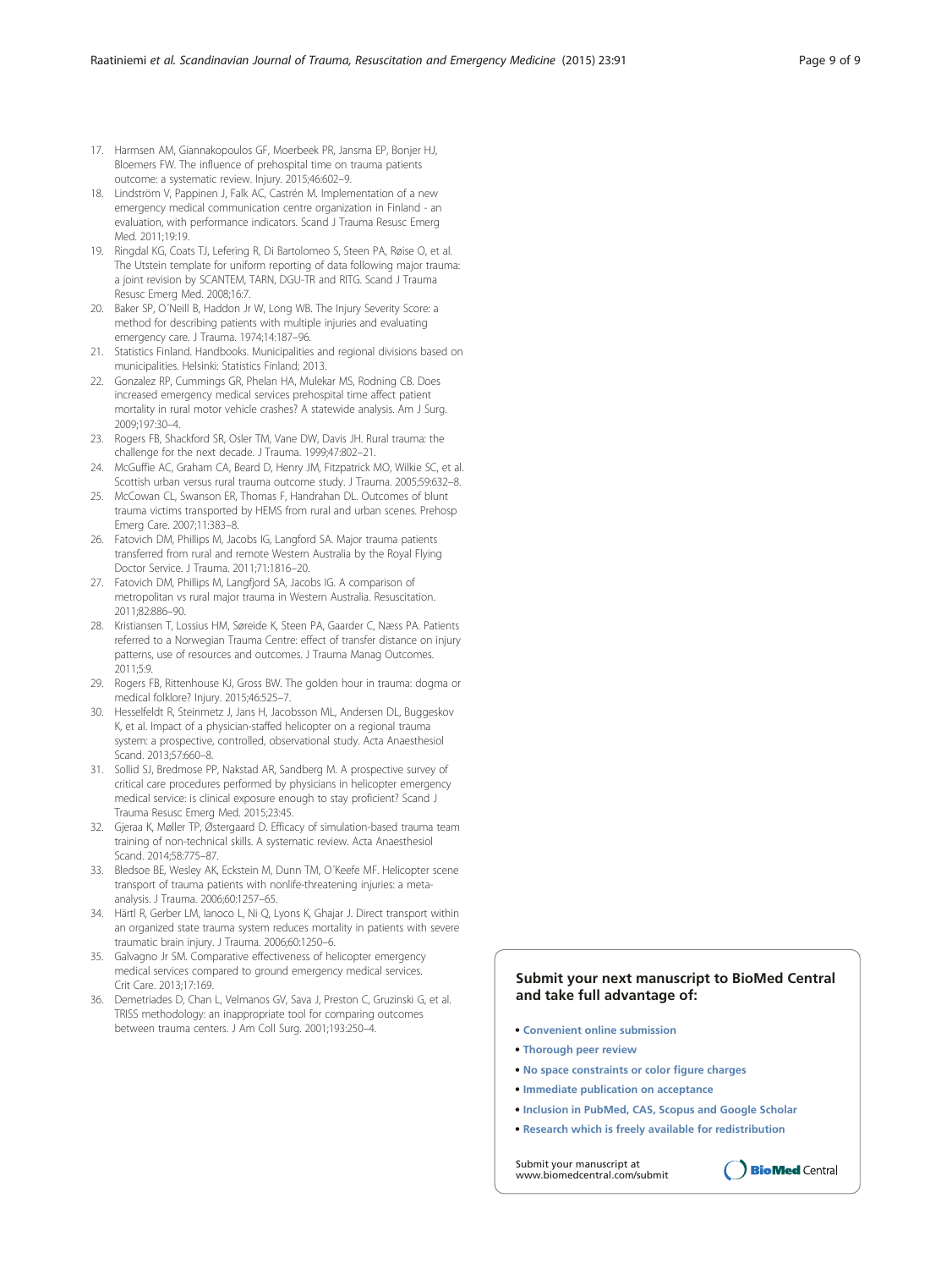17. Harmsen AM, Giannakopoulos GF, Moerbeek PR, Jansma EP, Bonjer HJ, Bloemers FW. The influence of prehospital time on trauma patients outcome: a systematic review. Injury. 2015;46:602–9.
18. Lindström V, Pappinen J, Falk AC, Castrén M. Implementation of a new emergency medical communication centre organization in Finland - an evaluation, with performance indicators. Scand J Trauma Resusc Emerg Med. 2011;19:19.
19. Ringdal KG, Coats TJ, Lefering R, Di Bartolomeo S, Steen PA, Røise O, et al. The Utstein template for uniform reporting of data following major trauma: a joint revision by SCANTEM, TARN, DGU-TR and RITG. Scand J Trauma Resusc Emerg Med. 2008;16:7.
20. Baker SP, O´Neill B, Haddon Jr W, Long WB. The Injury Severity Score: a method for describing patients with multiple injuries and evaluating emergency care. J Trauma. 1974;14:187–96.
21. Statistics Finland. Handbooks. Municipalities and regional divisions based on municipalities. Helsinki: Statistics Finland; 2013.
22. Gonzalez RP, Cummings GR, Phelan HA, Mulekar MS, Rodning CB. Does increased emergency medical services prehospital time affect patient mortality in rural motor vehicle crashes? A statewide analysis. Am J Surg. 2009;197:30–4.
23. Rogers FB, Shackford SR, Osler TM, Vane DW, Davis JH. Rural trauma: the challenge for the next decade. J Trauma. 1999;47:802–21.
24. McGuffie AC, Graham CA, Beard D, Henry JM, Fitzpatrick MO, Wilkie SC, et al. Scottish urban versus rural trauma outcome study. J Trauma. 2005;59:632–8.
25. McCowan CL, Swanson ER, Thomas F, Handrahan DL. Outcomes of blunt trauma victims transported by HEMS from rural and urban scenes. Prehosp Emerg Care. 2007;11:383–8.
26. Fatovich DM, Phillips M, Jacobs IG, Langford SA. Major trauma patients transferred from rural and remote Western Australia by the Royal Flying Doctor Service. J Trauma. 2011;71:1816–20.
27. Fatovich DM, Phillips M, Langfjord SA, Jacobs IG. A comparison of metropolitan vs rural major trauma in Western Australia. Resuscitation. 2011;82:886–90.
28. Kristiansen T, Lossius HM, Søreide K, Steen PA, Gaarder C, Næss PA. Patients referred to a Norwegian Trauma Centre: effect of transfer distance on injury patterns, use of resources and outcomes. J Trauma Manag Outcomes. 2011;5:9.
29. Rogers FB, Rittenhouse KJ, Gross BW. The golden hour in trauma: dogma or medical folklore? Injury. 2015;46:525–7.
30. Hesselfeldt R, Steinmetz J, Jans H, Jacobsson ML, Andersen DL, Buggeskov K, et al. Impact of a physician-staffed helicopter on a regional trauma system: a prospective, controlled, observational study. Acta Anaesthesiol Scand. 2013;57:660–8.
31. Sollid SJ, Bredmose PP, Nakstad AR, Sandberg M. A prospective survey of critical care procedures performed by physicians in helicopter emergency medical service: is clinical exposure enough to stay proficient? Scand J Trauma Resusc Emerg Med. 2015;23:45.
32. Gjeraa K, Møller TP, Østergaard D. Efficacy of simulation-based trauma team training of non-technical skills. A systematic review. Acta Anaesthesiol Scand. 2014;58:775–87.
33. Bledsoe BE, Wesley AK, Eckstein M, Dunn TM, O´Keefe MF. Helicopter scene transport of trauma patients with nonlife-threatening injuries: a meta-analysis. J Trauma. 2006;60:1257–65.
34. Härtl R, Gerber LM, Iacono L, Ni Q, Lyons K, Ghajar J. Direct transport within an organized state trauma system reduces mortality in patients with severe traumatic brain injury. J Trauma. 2006;60:1250–6.
35. Galvagno Jr SM. Comparative effectiveness of helicopter emergency medical services compared to ground emergency medical services. Crit Care. 2013;17:169.
36. Demetriades D, Chan L, Velmanos GV, Sava J, Preston C, Gruzinski G, et al. TRISS methodology: an inappropriate tool for comparing outcomes between trauma centers. J Am Coll Surg. 2001;193:250–4.

**Submit your next manuscript to BioMed Central and take full advantage of:**

- **Convenient online submission**
- **Thorough peer review**
- **No space constraints or color figure charges**
- **Immediate publication on acceptance**
- **Inclusion in PubMed, CAS, Scopus and Google Scholar**
- **Research which is freely available for redistribution**

Submit your manuscript at
www.biomedcentral.com/submit

BioMed Central